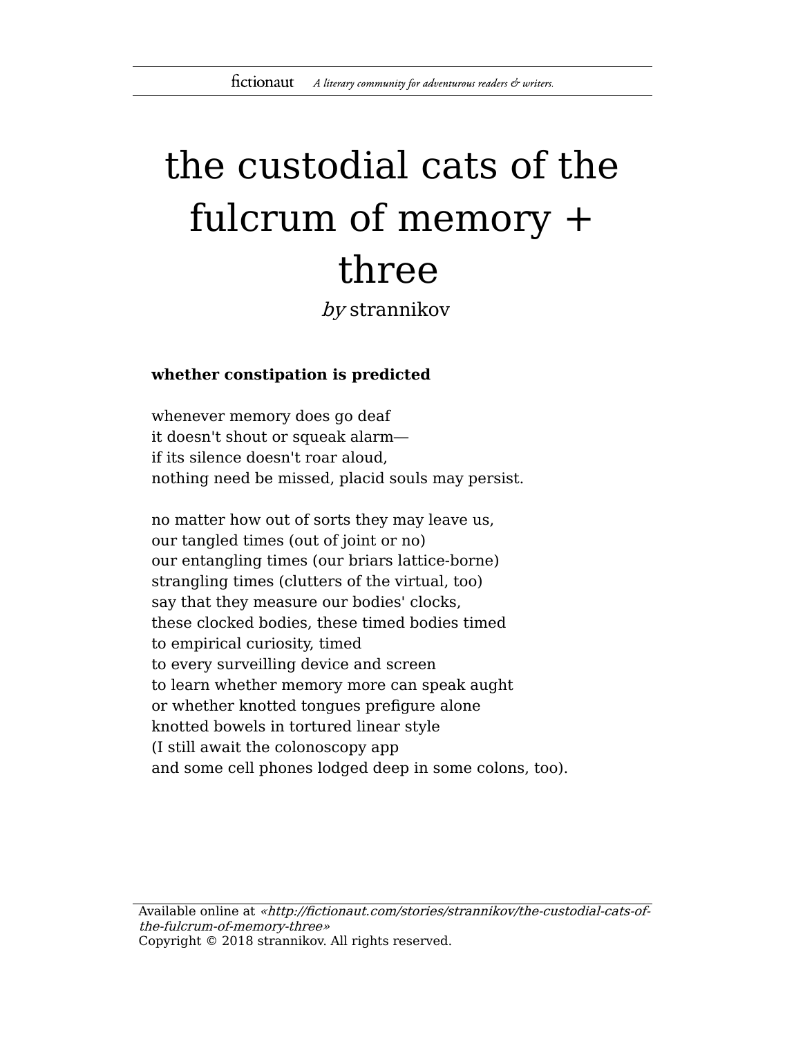# the custodial cats of the fulcrum of memory + three

*by* strannikov

**whether constipation is predicted**

whenever memory does go deaf  
it doesn't shout or squeak alarm—  
if its silence doesn't roar aloud,  
nothing need be missed, placid souls may persist.

no matter how out of sorts they may leave us,  
our tangled times (out of joint or no)  
our entangling times (our briars lattice-borne)  
strangling times (clutters of the virtual, too)  
say that they measure our bodies' clocks,  
these clocked bodies, these timed bodies timed  
to empirical curiosity, timed  
to every surveilling device and screen  
to learn whether memory more can speak aught  
or whether knotted tongues prefigure alone  
knotted bowels in tortured linear style  
(I still await the colonoscopy app  
and some cell phones lodged deep in some colons, too).

Available online at *«http://fictionaut.com/stories/strannikov/the-custodial-cats-of-the-fulcrum-of-memory-three»*  
Copyright © 2018 strannikov. All rights reserved.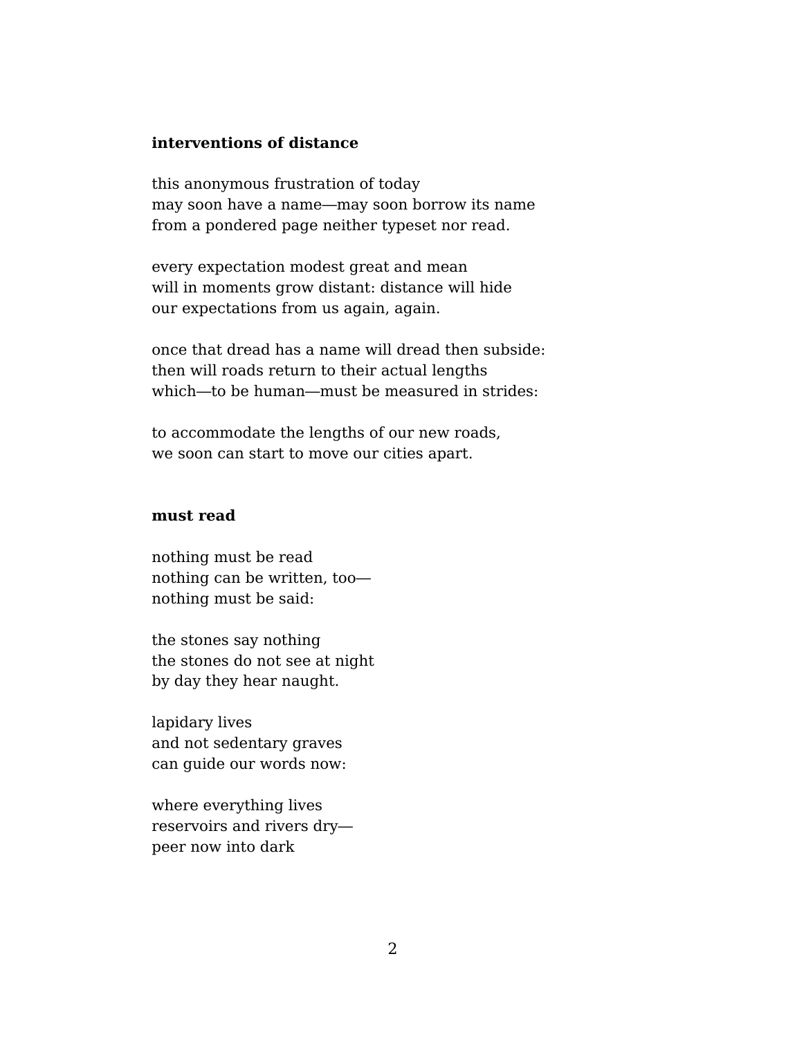**interventions of distance**

this anonymous frustration of today
may soon have a name—may soon borrow its name
from a pondered page neither typeset nor read.

every expectation modest great and mean
will in moments grow distant: distance will hide
our expectations from us again, again.

once that dread has a name will dread then subside:
then will roads return to their actual lengths
which—to be human—must be measured in strides:

to accommodate the lengths of our new roads,
we soon can start to move our cities apart.

**must read**

nothing must be read
nothing can be written, too—
nothing must be said:

the stones say nothing
the stones do not see at night
by day they hear naught.

lapidary lives
and not sedentary graves
can guide our words now:

where everything lives
reservoirs and rivers dry—
peer now into dark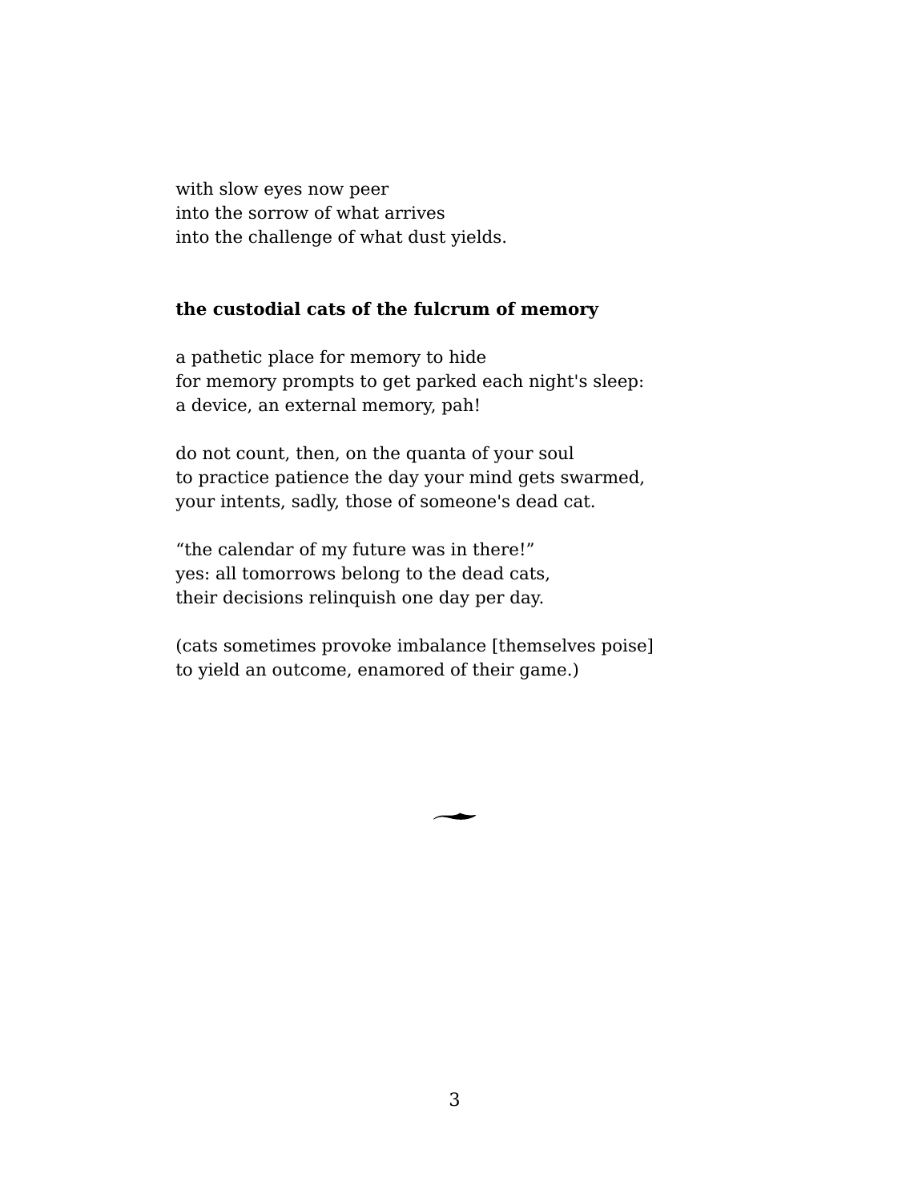with slow eyes now peer
into the sorrow of what arrives
into the challenge of what dust yields.

**the custodial cats of the fulcrum of memory**

a pathetic place for memory to hide
for memory prompts to get parked each night's sleep:
a device, an external memory, pah!

do not count, then, on the quanta of your soul
to practice patience the day your mind gets swarmed,
your intents, sadly, those of someone's dead cat.

“the calendar of my future was in there!”
yes: all tomorrows belong to the dead cats,
their decisions relinquish one day per day.

(cats sometimes provoke imbalance [themselves poise]
to yield an outcome, enamored of their game.)